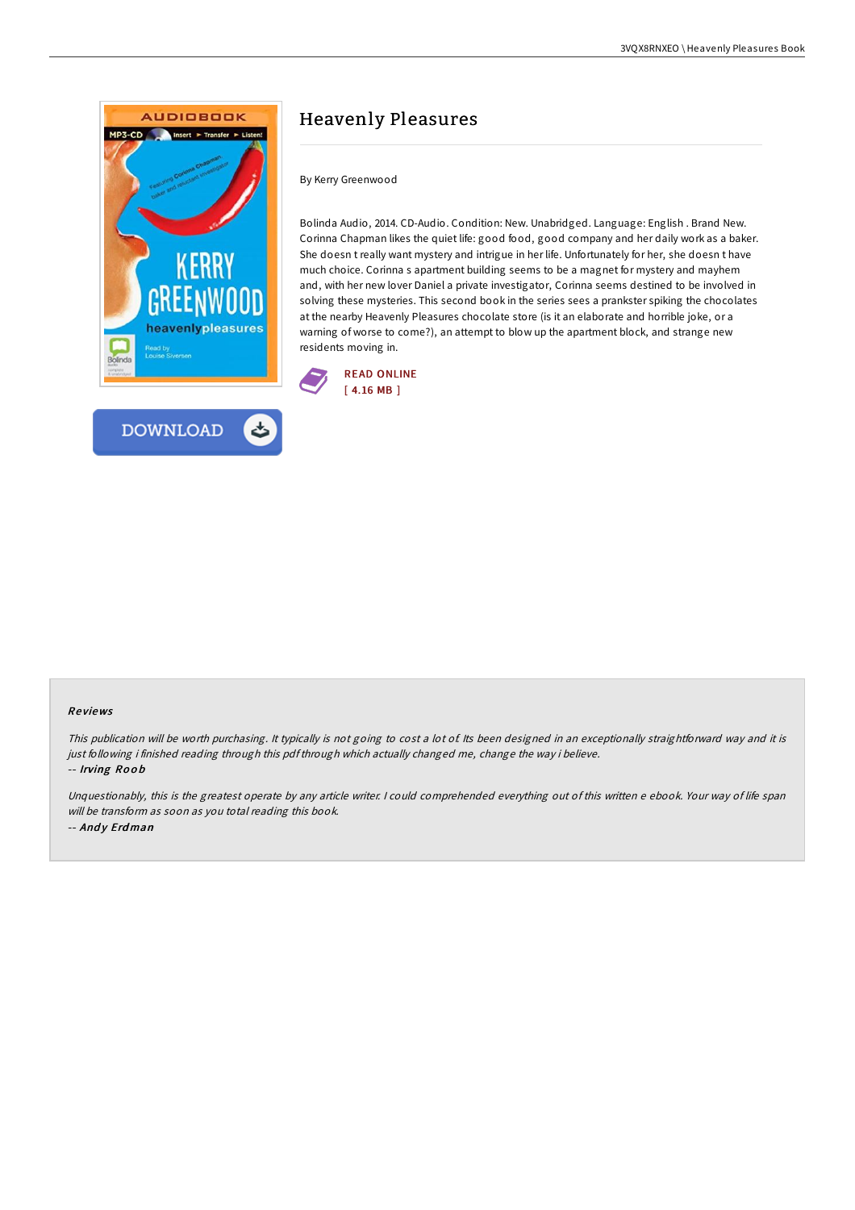# Heavenly Pleasures

By Kerry Greenwood

Bolinda Audio, 2014. CD-Audio. Condition: New. Unabridged. Language: English . Brand New. Corinna Chapman likes the quiet life: good food, good company and her daily work as a baker. She doesn t really want mystery and intrigue in her life. Unfortunately for her, she doesn t have much choice. Corinna s apartment building seems to be a magnet for mystery and mayhem and, with her new lover Daniel a private investigator, Corinna seems destined to be involved in solving these mysteries. This second book in the series sees a prankster spiking the chocolates at the nearby Heavenly Pleasures chocolate store (is it an elaborate and horrible joke, or a warning of worse to come?), an attempt to blow up the apartment block, and strange new residents moving in.

READ ONLINE
[ 4.16 MB ]

DOWNLOAD

### Reviews

*This publication will be worth purchasing. It typically is not going to cost a lot of. Its been designed in an exceptionally straightforward way and it is just following i finished reading through this pdf through which actually changed me, change the way i believe.*

-- ***Irving Roob***

*Unquestionably, this is the greatest operate by any article writer. I could comprehended everything out of this written e ebook. Your way of life span will be transform as soon as you total reading this book.*

-- ***Andy Erdman***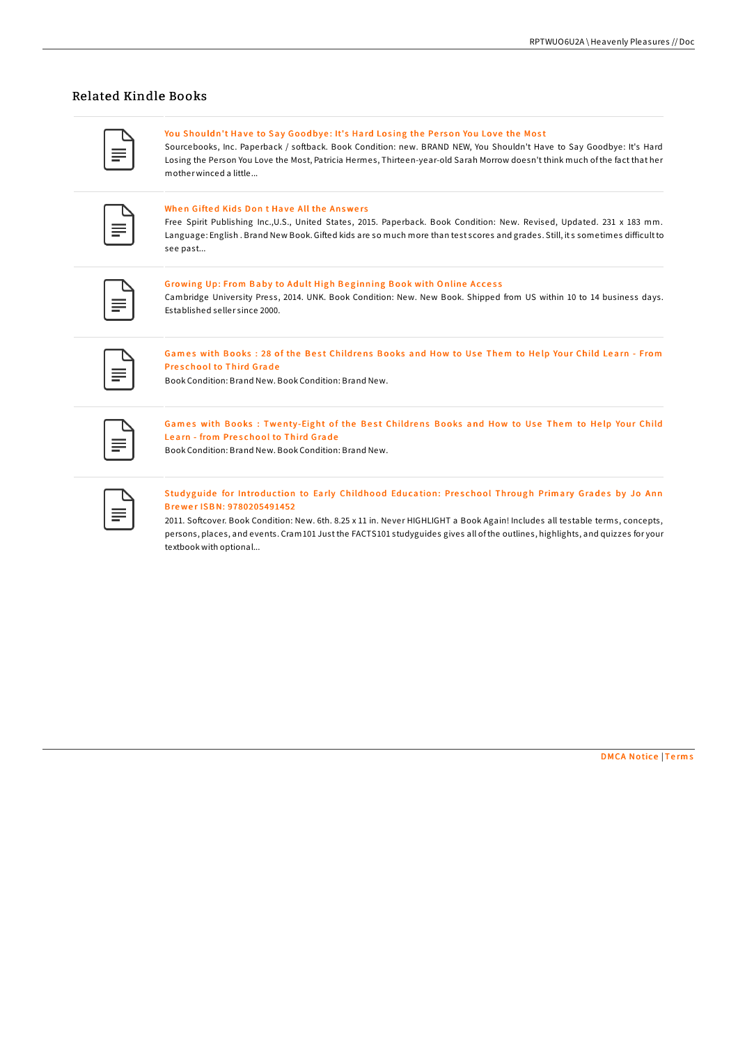## Related Kindle Books

### You Shouldn't Have to Say Goodbye: It's Hard Losing the Person You Love the Most

Sourcebooks, Inc. Paperback / softback. Book Condition: new. BRAND NEW, You Shouldn't Have to Say Goodbye: It's Hard Losing the Person You Love the Most, Patricia Hermes, Thirteen-year-old Sarah Morrow doesn't think much of the fact that her mother winced a little...

### When Gifted Kids Don t Have All the Answers

Free Spirit Publishing Inc.,U.S., United States, 2015. Paperback. Book Condition: New. Revised, Updated. 231 x 183 mm. Language: English . Brand New Book. Gifted kids are so much more than test scores and grades. Still, it s sometimes difficult to see past...

### Growing Up: From Baby to Adult High Beginning Book with Online Access

Cambridge University Press, 2014. UNK. Book Condition: New. New Book. Shipped from US within 10 to 14 business days. Established seller since 2000.

### Games with Books : 28 of the Best Childrens Books and How to Use Them to Help Your Child Learn - From Preschool to Third Grade

Book Condition: Brand New. Book Condition: Brand New.

### Games with Books : Twenty-Eight of the Best Childrens Books and How to Use Them to Help Your Child Learn - from Preschool to Third Grade

Book Condition: Brand New. Book Condition: Brand New.

### Studyguide for Introduction to Early Childhood Education: Preschool Through Primary Grades by Jo Ann Brewer ISBN: 9780205491452

2011. Softcover. Book Condition: New. 6th. 8.25 x 11 in. Never HIGHLIGHT a Book Again! Includes all testable terms, concepts, persons, places, and events. Cram101 Just the FACTS101 studyguides gives all of the outlines, highlights, and quizzes for your textbook with optional...

DMCA Notice | Terms